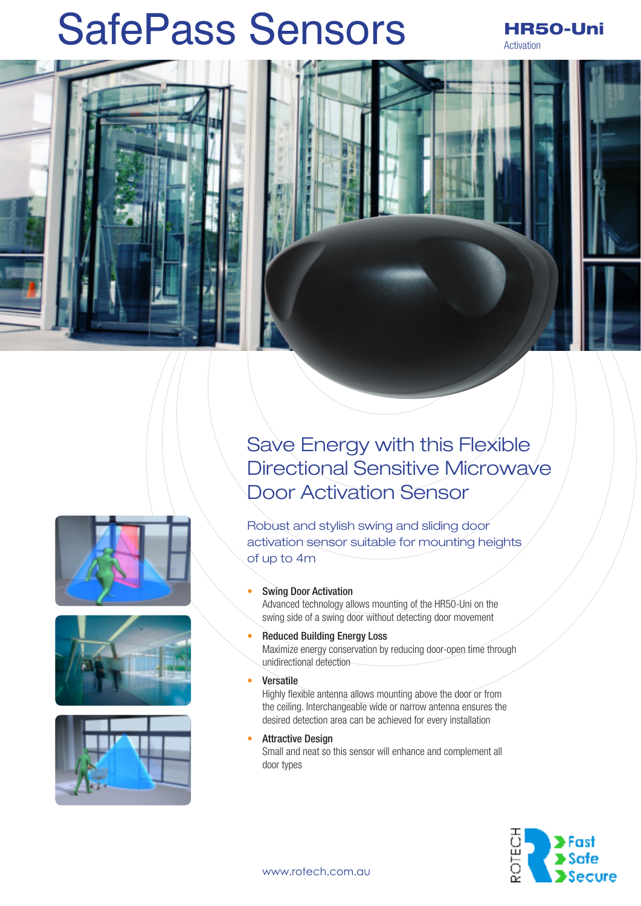# SafePass Sensors

**HR50-Uni**
Activation

## Save Energy with this Flexible Directional Sensitive Microwave Door Activation Sensor

Robust and stylish swing and sliding door activation sensor suitable for mounting heights of up to 4m

- **Swing Door Activation**
  Advanced technology allows mounting of the HR50-Uni on the swing side of a swing door without detecting door movement
- **Reduced Building Energy Loss**
  Maximize energy conservation by reducing door-open time through unidirectional detection
- **Versatile**
  Highly flexible antenna allows mounting above the door or from the ceiling. Interchangeable wide or narrow antenna ensures the desired detection area can be achieved for every installation
- **Attractive Design**
  Small and neat so this sensor will enhance and complement all door types

www.rotech.com.au

ROTECH
Fast
Safe
Secure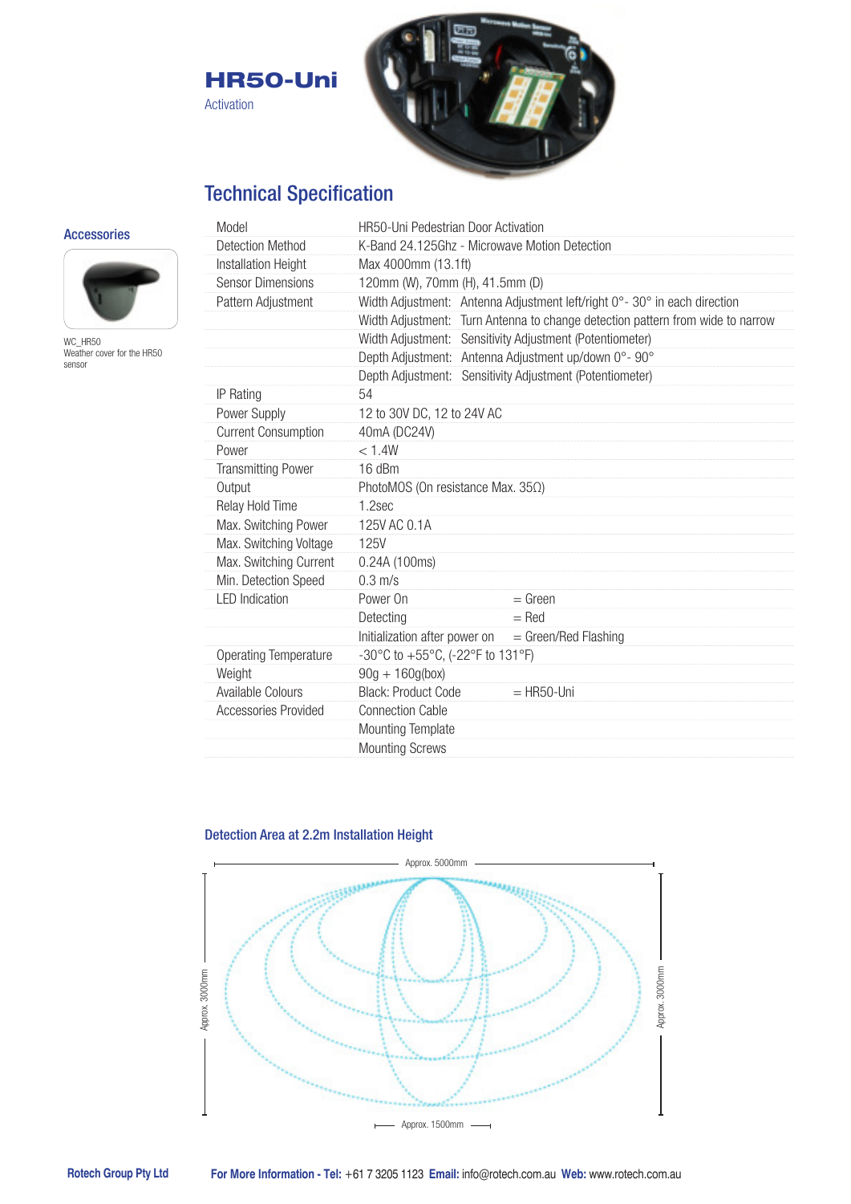# HR50-Uni

Activation

## Technical Specification

### Accessories

WC_HR50
Weather cover for the HR50 sensor

| | |
|---|---|
| Model | HR50-Uni Pedestrian Door Activation |
| Detection Method | K-Band 24.125Ghz - Microwave Motion Detection |
| Installation Height | Max 4000mm (13.1ft) |
| Sensor Dimensions | 120mm (W), 70mm (H), 41.5mm (D) |
| Pattern Adjustment | Width Adjustment: Antenna Adjustment left/right 0°- 30° in each direction |
| | Width Adjustment: Turn Antenna to change detection pattern from wide to narrow |
| | Width Adjustment: Sensitivity Adjustment (Potentiometer) |
| | Depth Adjustment: Antenna Adjustment up/down 0°- 90° |
| | Depth Adjustment: Sensitivity Adjustment (Potentiometer) |
| IP Rating | 54 |
| Power Supply | 12 to 30V DC, 12 to 24V AC |
| Current Consumption | 40mA (DC24V) |
| Power | < 1.4W |
| Transmitting Power | 16 dBm |
| Output | PhotoMOS (On resistance Max. 35Ω) |
| Relay Hold Time | 1.2sec |
| Max. Switching Power | 125V AC 0.1A |
| Max. Switching Voltage | 125V |
| Max. Switching Current | 0.24A (100ms) |
| Min. Detection Speed | 0.3 m/s |
| LED Indication | Power On = Green |
| | Detecting = Red |
| | Initialization after power on = Green/Red Flashing |
| Operating Temperature | -30°C to +55°C, (-22°F to 131°F) |
| Weight | 90g + 160g(box) |
| Available Colours | Black: Product Code = HR50-Uni |
| Accessories Provided | Connection Cable |
| | Mounting Template |
| | Mounting Screws |

### Detection Area at 2.2m Installation Height

Approx. 5000mm

Approx. 3000mm

Approx. 3000mm

Approx. 1500mm

**Rotech Group Pty Ltd**

**For More Information - Tel:** +61 7 3205 1123 **Email:** info@rotech.com.au **Web:** www.rotech.com.au